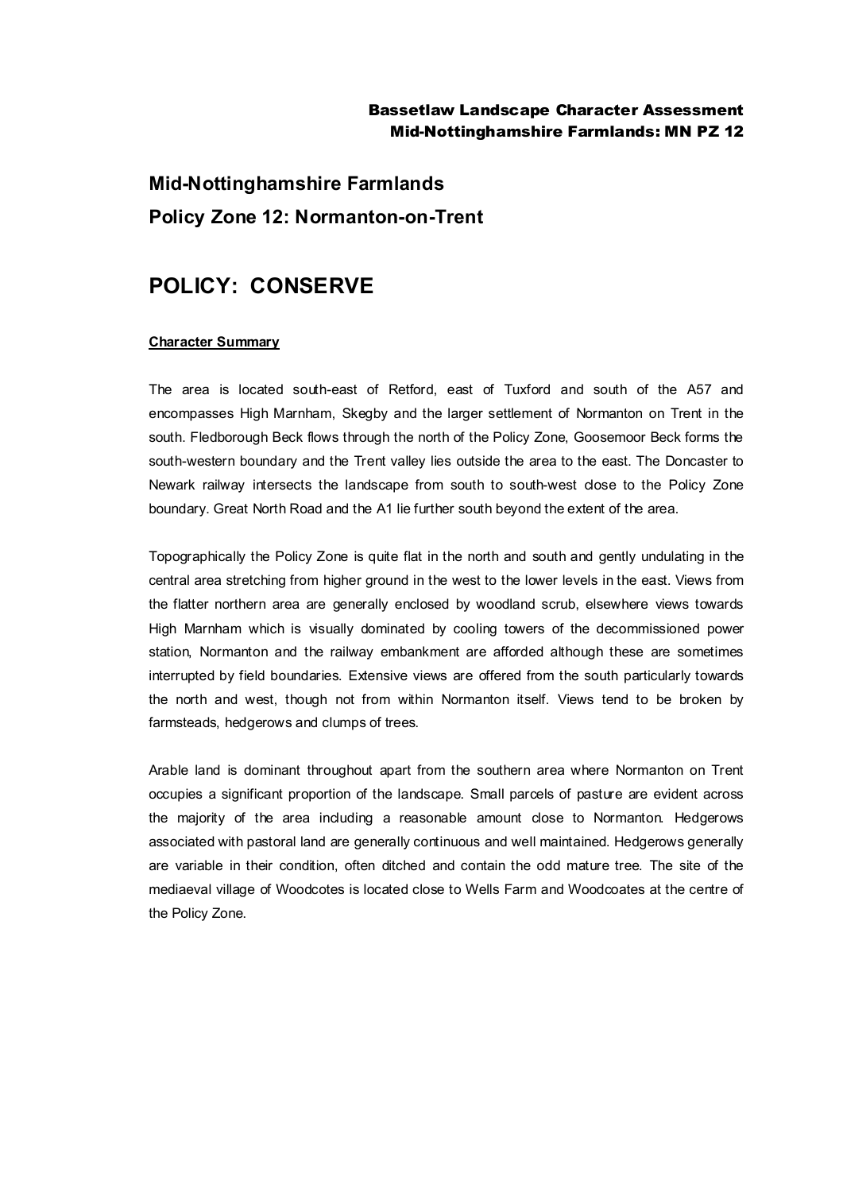# Mid-Nottinghamshire Farmlands

## Policy Zone 12: Normanton-on-Trent

# POLICY: CONSERVE

**Character Summary**

The area is located south-east of Retford, east of Tuxford and south of the A57 and encompasses High Marnham, Skegby and the larger settlement of Normanton on Trent in the south. Fledborough Beck flows through the north of the Policy Zone, Goosemoor Beck forms the south-western boundary and the Trent valley lies outside the area to the east. The Doncaster to Newark railway intersects the landscape from south to south-west close to the Policy Zone boundary. Great North Road and the A1 lie further south beyond the extent of the area.

Topographically the Policy Zone is quite flat in the north and south and gently undulating in the central area stretching from higher ground in the west to the lower levels in the east. Views from the flatter northern area are generally enclosed by woodland scrub, elsewhere views towards High Marnham which is visually dominated by cooling towers of the decommissioned power station, Normanton and the railway embankment are afforded although these are sometimes interrupted by field boundaries. Extensive views are offered from the south particularly towards the north and west, though not from within Normanton itself. Views tend to be broken by farmsteads, hedgerows and clumps of trees.

Arable land is dominant throughout apart from the southern area where Normanton on Trent occupies a significant proportion of the landscape. Small parcels of pasture are evident across the majority of the area including a reasonable amount close to Normanton. Hedgerows associated with pastoral land are generally continuous and well maintained. Hedgerows generally are variable in their condition, often ditched and contain the odd mature tree. The site of the mediaeval village of Woodcotes is located close to Wells Farm and Woodcoates at the centre of the Policy Zone.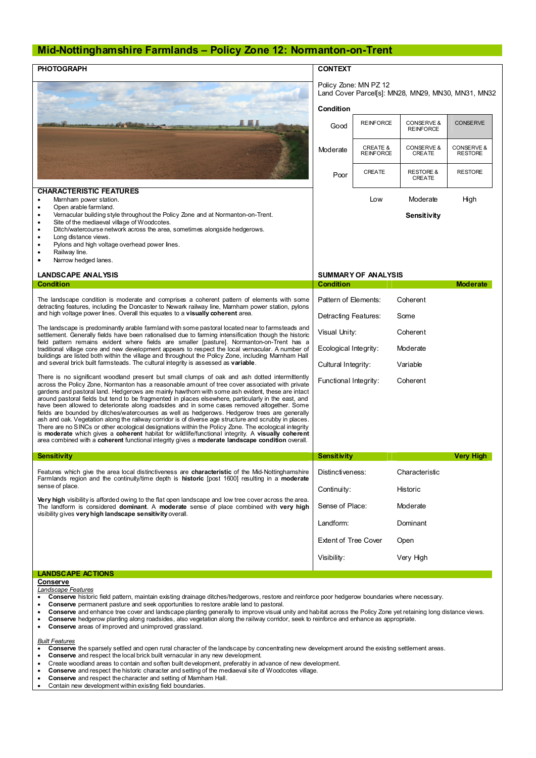# Mid-Nottinghamshire Farmlands – Policy Zone 12: Normanton-on-Trent

## PHOTOGRAPH

## CONTEXT

Policy Zone: MN PZ 12
Land Cover Parcel[s]: MN28, MN29, MN30, MN31, MN32

**Condition**

| | | | |
|---|---|---|---|
| Good | REINFORCE | CONSERVE & REINFORCE | CONSERVE |
| Moderate | CREATE & REINFORCE | CONSERVE & CREATE | CONSERVE & RESTORE |
| Poor | CREATE | RESTORE & CREATE | RESTORE |
| | Low | Moderate | High |

**Sensitivity**

## CHARACTERISTIC FEATURES

- Marnham power station.
- Open arable farmland.
- Vernacular building style throughout the Policy Zone and at Normanton-on-Trent.
- Site of the mediaeval village of Woodcotes.
- Ditch/watercourse network across the area, sometimes alongside hedgerows.
- Long distance views.
- Pylons and high voltage overhead power lines.
- Railway line.
- Narrow hedged lanes.

## LANDSCAPE ANALYSIS

### Condition

The landscape condition is moderate and comprises a coherent pattern of elements with some detracting features, including the Doncaster to Newark railway line, Marnham power station, pylons and high voltage power lines. Overall this equates to a **visually coherent** area.

The landscape is predominantly arable farmland with some pastoral located near to farmsteads and settlement. Generally fields have been rationalised due to farming intensification though the historic field pattern remains evident where fields are smaller [pasture]. Normanton-on-Trent has a traditional village core and new development appears to respect the local vernacular. A number of buildings are listed both within the village and throughout the Policy Zone, including Marnham Hall and several brick built farmsteads. The cultural integrity is assessed as **variable**.

There is no significant woodland present but small clumps of oak and ash dotted intermittently across the Policy Zone, Normanton has a reasonable amount of tree cover associated with private gardens and pastoral land. Hedgerows are mainly hawthorn with some ash evident, these are intact around pastoral fields but tend to be fragmented in places elsewhere, particularly in the east, and have been allowed to deteriorate along roadsides and in some cases removed altogether. Some fields are bounded by ditches/watercourses as well as hedgerows. Hedgerow trees are generally ash and oak. Vegetation along the railway corridor is of diverse age structure and scrubby in places. There are no SINCs or other ecological designations within the Policy Zone. The ecological integrity is **moderate** which gives a **coherent** habitat for wildlife/functional integrity. A **visually coherent** area combined with a **coherent** functional integrity gives a **moderate landscape condition** overall.

### Sensitivity

Features which give the area local distinctiveness are **characteristic** of the Mid-Nottinghamshire Farmlands region and the continuity/time depth is **historic** [post 1600] resulting in a **moderate** sense of place.

**Very high** visibility is afforded owing to the flat open landscape and low tree cover across the area. The landform is considered **dominant**. A **moderate** sense of place combined with **very high** visibility gives **very high landscape sensitivity** overall.

## SUMMARY OF ANALYSIS

| Condition | Moderate |
|---|---|
| Pattern of Elements: | Coherent |
| Detracting Features: | Some |
| Visual Unity: | Coherent |
| Ecological Integrity: | Moderate |
| Cultural Integrity: | Variable |
| Functional Integrity: | Coherent |

| Sensitivity | Very High |
|---|---|
| Distinctiveness: | Characteristic |
| Continuity: | Historic |
| Sense of Place: | Moderate |
| Landform: | Dominant |
| Extent of Tree Cover | Open |
| Visibility: | Very High |

## LANDSCAPE ACTIONS

### Conserve

*Landscape Features*

- **Conserve** historic field pattern, maintain existing drainage ditches/hedgerows, restore and reinforce poor hedgerow boundaries where necessary.
- **Conserve** permanent pasture and seek opportunities to restore arable land to pastoral.
- **Conserve** and enhance tree cover and landscape planting generally to improve visual unity and habitat across the Policy Zone yet retaining long distance views.
- **Conserve** hedgerow planting along roadsides, also vegetation along the railway corridor, seek to reinforce and enhance as appropriate.
- **Conserve** areas of improved and unimproved grassland.

*Built Features*

- **Conserve** the sparsely settled and open rural character of the landscape by concentrating new development around the existing settlement areas.
- **Conserve** and respect the local brick built vernacular in any new development.
- Create woodland areas to contain and soften built development, preferably in advance of new development.
- **Conserve** and respect the historic character and setting of the mediaeval site of Woodcotes village.
- **Conserve** and respect the character and setting of Marnham Hall.
- Contain new development within existing field boundaries.